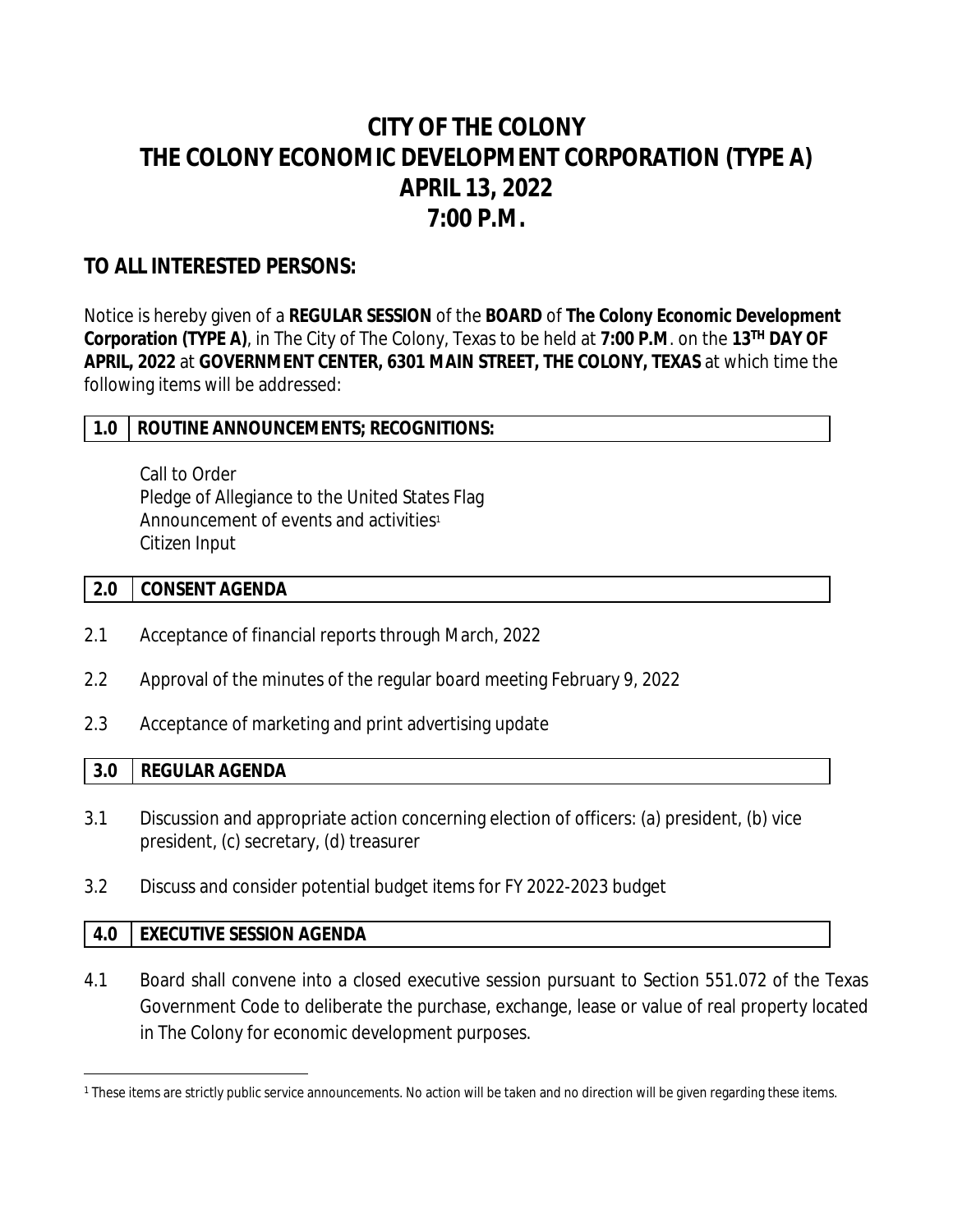# CITY OF THE COLONY
# THE COLONY ECONOMIC DEVELOPMENT CORPORATION (TYPE A)
# APRIL 13, 2022
# 7:00 P.M.

## TO ALL INTERESTED PERSONS:

Notice is hereby given of a **REGULAR SESSION** of the **BOARD** of **The Colony Economic Development Corporation (TYPE A)**, in The City of The Colony, Texas to be held at **7:00 P.M**. on the **13TH DAY OF APRIL, 2022** at **GOVERNMENT CENTER, 6301 MAIN STREET, THE COLONY, TEXAS** at which time the following items will be addressed:

### 1.0 ROUTINE ANNOUNCEMENTS; RECOGNITIONS:

Call to Order
Pledge of Allegiance to the United States Flag
Announcement of events and activities[1]
Citizen Input

### 2.0 CONSENT AGENDA

2.1 Acceptance of financial reports through March, 2022

2.2 Approval of the minutes of the regular board meeting February 9, 2022

2.3 Acceptance of marketing and print advertising update

### 3.0 REGULAR AGENDA

3.1 Discussion and appropriate action concerning election of officers: (a) president, (b) vice president, (c) secretary, (d) treasurer

3.2 Discuss and consider potential budget items for FY 2022-2023 budget

### 4.0 EXECUTIVE SESSION AGENDA

4.1 Board shall convene into a closed executive session pursuant to Section 551.072 of the Texas Government Code to deliberate the purchase, exchange, lease or value of real property located in The Colony for economic development purposes.

---

[1] These items are strictly public service announcements. No action will be taken and no direction will be given regarding these items.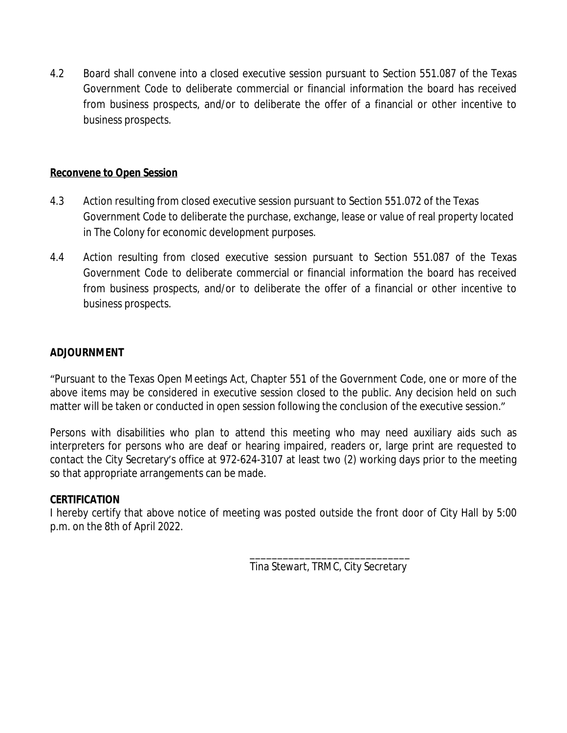4.2 Board shall convene into a closed executive session pursuant to Section 551.087 of the Texas Government Code to deliberate commercial or financial information the board has received from business prospects, and/or to deliberate the offer of a financial or other incentive to business prospects.

**Reconvene to Open Session**

4.3 Action resulting from closed executive session pursuant to Section 551.072 of the Texas Government Code to deliberate the purchase, exchange, lease or value of real property located in The Colony for economic development purposes.

4.4 Action resulting from closed executive session pursuant to Section 551.087 of the Texas Government Code to deliberate commercial or financial information the board has received from business prospects, and/or to deliberate the offer of a financial or other incentive to business prospects.

**ADJOURNMENT**

"Pursuant to the Texas Open Meetings Act, Chapter 551 of the Government Code, one or more of the above items may be considered in executive session closed to the public. Any decision held on such matter will be taken or conducted in open session following the conclusion of the executive session."

Persons with disabilities who plan to attend this meeting who may need auxiliary aids such as interpreters for persons who are deaf or hearing impaired, readers or, large print are requested to contact the City Secretary's office at 972-624-3107 at least two (2) working days prior to the meeting so that appropriate arrangements can be made.

**CERTIFICATION**

I hereby certify that above notice of meeting was posted outside the front door of City Hall by 5:00 p.m. on the 8th of April 2022.

_____________________________
Tina Stewart, TRMC, City Secretary